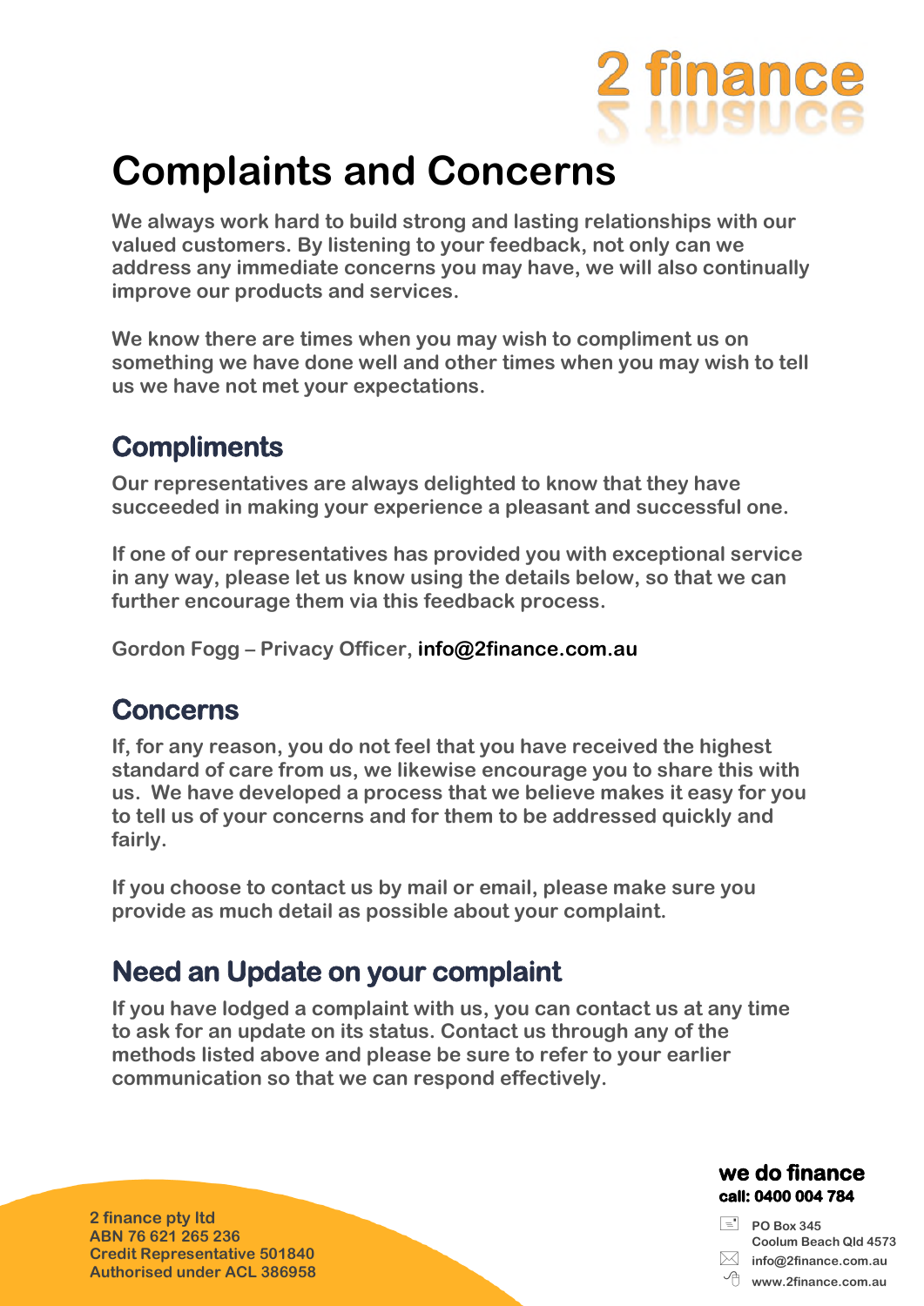2 finance

# Complaints and Concerns

**We always work hard to build strong and lasting relationships with our valued customers. By listening to your feedback, not only can we address any immediate concerns you may have, we will also continually improve our products and services.**

**We know there are times when you may wish to compliment us on something we have done well and other times when you may wish to tell us we have not met your expectations.**

## Compliments

**Our representatives are always delighted to know that they have succeeded in making your experience a pleasant and successful one.**

**If one of our representatives has provided you with exceptional service in any way, please let us know using the details below, so that we can further encourage them via this feedback process.**

**Gordon Fogg – Privacy Officer, info@2finance.com.au**

## Concerns

**If, for any reason, you do not feel that you have received the highest standard of care from us, we likewise encourage you to share this with us. We have developed a process that we believe makes it easy for you to tell us of your concerns and for them to be addressed quickly and fairly.**

**If you choose to contact us by mail or email, please make sure you provide as much detail as possible about your complaint.**

## Need an Update on your complaint

**If you have lodged a complaint with us, you can contact us at any time to ask for an update on its status. Contact us through any of the methods listed above and please be sure to refer to your earlier communication so that we can respond effectively.**

**2 finance pty ltd**
**ABN 76 621 265 236**
**Credit Representative 501840**
**Authorised under ACL 386958**

**we do finance**
**call: 0400 004 784**

PO Box 345
Coolum Beach Qld 4573
info@2finance.com.au
www.2finance.com.au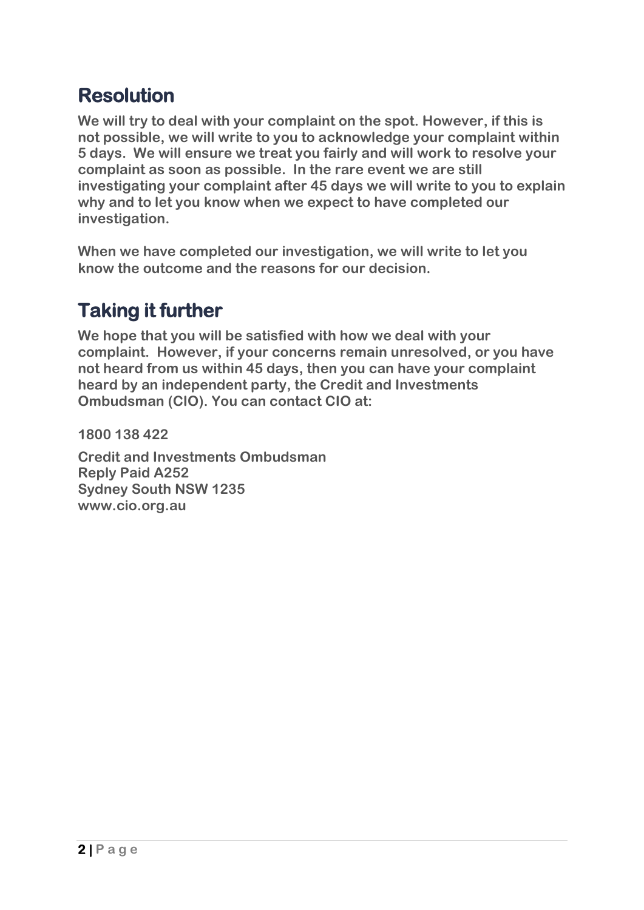## Resolution

**We will try to deal with your complaint on the spot. However, if this is not possible, we will write to you to acknowledge your complaint within 5 days. We will ensure we treat you fairly and will work to resolve your complaint as soon as possible. In the rare event we are still investigating your complaint after 45 days we will write to you to explain why and to let you know when we expect to have completed our investigation.**

**When we have completed our investigation, we will write to let you know the outcome and the reasons for our decision.**

## Taking it further

**We hope that you will be satisfied with how we deal with your complaint. However, if your concerns remain unresolved, or you have not heard from us within 45 days, then you can have your complaint heard by an independent party, the Credit and Investments Ombudsman (CIO). You can contact CIO at:**

**1800 138 422**

**Credit and Investments Ombudsman**
**Reply Paid A252**
**Sydney South NSW 1235**
**www.cio.org.au**